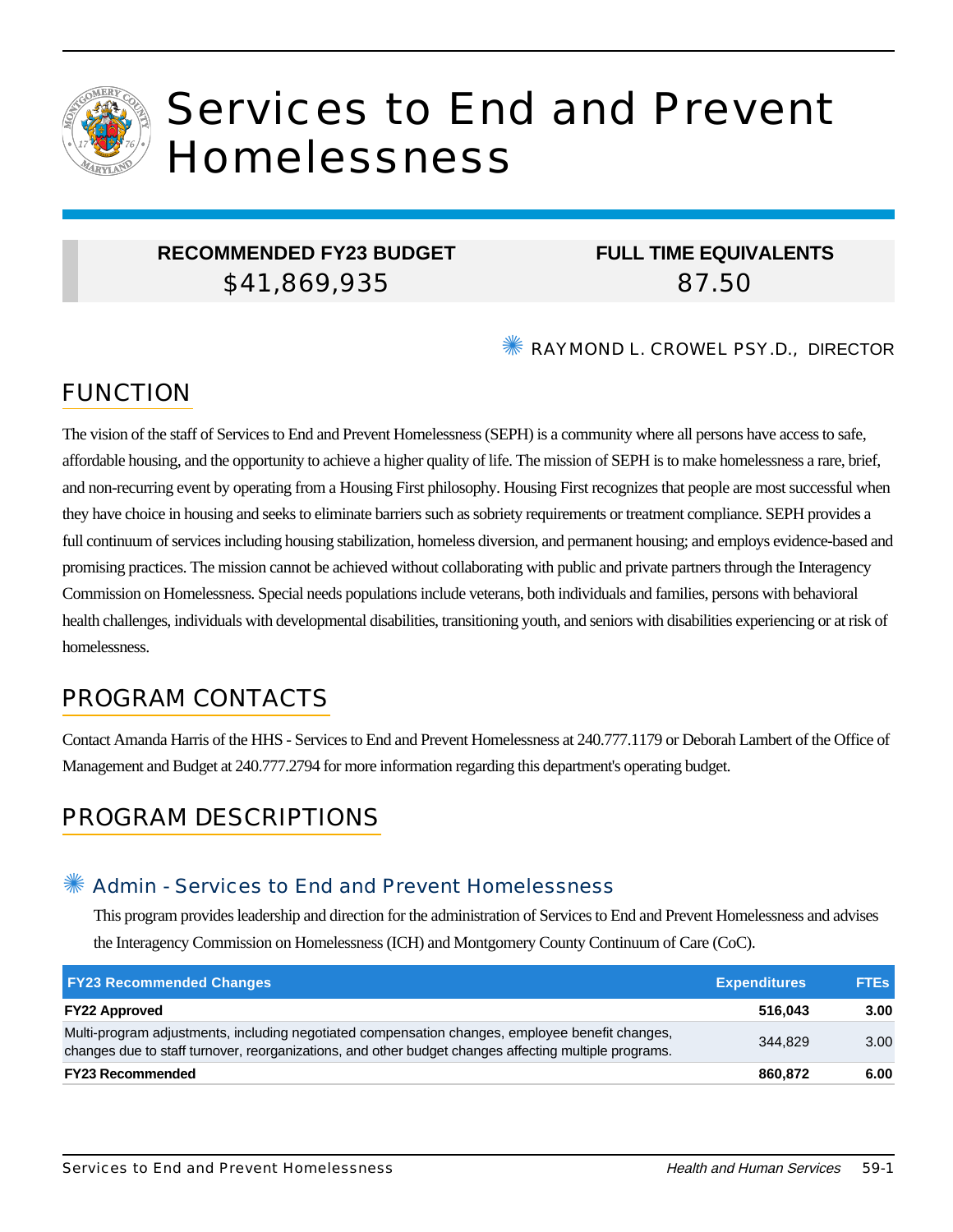# Services to End and Prevent Homelessness

| RECOMMENDED FY23 BUDGET | FULL TIME EQUIVALENTS |
|---|---|
| $41,869,935 | 87.50 |

RAYMOND L. CROWEL PSY.D., DIRECTOR

## FUNCTION

The vision of the staff of Services to End and Prevent Homelessness (SEPH) is a community where all persons have access to safe, affordable housing, and the opportunity to achieve a higher quality of life. The mission of SEPH is to make homelessness a rare, brief, and non-recurring event by operating from a Housing First philosophy. Housing First recognizes that people are most successful when they have choice in housing and seeks to eliminate barriers such as sobriety requirements or treatment compliance. SEPH provides a full continuum of services including housing stabilization, homeless diversion, and permanent housing; and employs evidence-based and promising practices. The mission cannot be achieved without collaborating with public and private partners through the Interagency Commission on Homelessness. Special needs populations include veterans, both individuals and families, persons with behavioral health challenges, individuals with developmental disabilities, transitioning youth, and seniors with disabilities experiencing or at risk of homelessness.

## PROGRAM CONTACTS

Contact Amanda Harris of the HHS - Services to End and Prevent Homelessness at 240.777.1179 or Deborah Lambert of the Office of Management and Budget at 240.777.2794 for more information regarding this department's operating budget.

## PROGRAM DESCRIPTIONS

### Admin - Services to End and Prevent Homelessness

This program provides leadership and direction for the administration of Services to End and Prevent Homelessness and advises the Interagency Commission on Homelessness (ICH) and Montgomery County Continuum of Care (CoC).

| FY23 Recommended Changes | Expenditures | FTEs |
|---|---|---|
| **FY22 Approved** | **516,043** | **3.00** |
| Multi-program adjustments, including negotiated compensation changes, employee benefit changes, changes due to staff turnover, reorganizations, and other budget changes affecting multiple programs. | 344,829 | 3.00 |
| **FY23 Recommended** | **860,872** | **6.00** |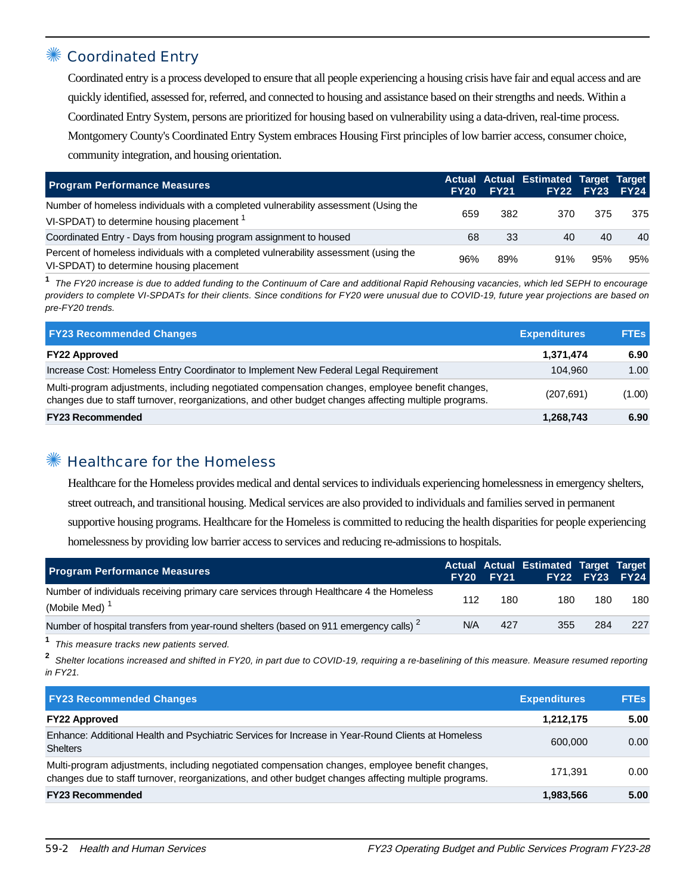## Coordinated Entry

Coordinated entry is a process developed to ensure that all people experiencing a housing crisis have fair and equal access and are quickly identified, assessed for, referred, and connected to housing and assistance based on their strengths and needs. Within a Coordinated Entry System, persons are prioritized for housing based on vulnerability using a data-driven, real-time process. Montgomery County's Coordinated Entry System embraces Housing First principles of low barrier access, consumer choice, community integration, and housing orientation.

| Program Performance Measures | Actual FY20 | Actual FY21 | Estimated FY22 | Target FY23 | Target FY24 |
|---|---|---|---|---|---|
| Number of homeless individuals with a completed vulnerability assessment (Using the VI-SPDAT) to determine housing placement [1] | 659 | 382 | 370 | 375 | 375 |
| Coordinated Entry - Days from housing program assignment to housed | 68 | 33 | 40 | 40 | 40 |
| Percent of homeless individuals with a completed vulnerability assessment (using the VI-SPDAT) to determine housing placement | 96% | 89% | 91% | 95% | 95% |

[1] *The FY20 increase is due to added funding to the Continuum of Care and additional Rapid Rehousing vacancies, which led SEPH to encourage providers to complete VI-SPDATs for their clients. Since conditions for FY20 were unusual due to COVID-19, future year projections are based on pre-FY20 trends.*

| FY23 Recommended Changes | Expenditures | FTEs |
|---|---|---|
| **FY22 Approved** | **1,371,474** | **6.90** |
| Increase Cost: Homeless Entry Coordinator to Implement New Federal Legal Requirement | 104,960 | 1.00 |
| Multi-program adjustments, including negotiated compensation changes, employee benefit changes, changes due to staff turnover, reorganizations, and other budget changes affecting multiple programs. | (207,691) | (1.00) |
| **FY23 Recommended** | **1,268,743** | **6.90** |

## Healthcare for the Homeless

Healthcare for the Homeless provides medical and dental services to individuals experiencing homelessness in emergency shelters, street outreach, and transitional housing. Medical services are also provided to individuals and families served in permanent supportive housing programs. Healthcare for the Homeless is committed to reducing the health disparities for people experiencing homelessness by providing low barrier access to services and reducing re-admissions to hospitals.

| Program Performance Measures | Actual FY20 | Actual FY21 | Estimated FY22 | Target FY23 | Target FY24 |
|---|---|---|---|---|---|
| Number of individuals receiving primary care services through Healthcare 4 the Homeless (Mobile Med) [1] | 112 | 180 | 180 | 180 | 180 |
| Number of hospital transfers from year-round shelters (based on 911 emergency calls) [2] | N/A | 427 | 355 | 284 | 227 |

[1] *This measure tracks new patients served.*

[2] *Shelter locations increased and shifted in FY20, in part due to COVID-19, requiring a re-baselining of this measure. Measure resumed reporting in FY21.*

| FY23 Recommended Changes | Expenditures | FTEs |
|---|---|---|
| **FY22 Approved** | **1,212,175** | **5.00** |
| Enhance: Additional Health and Psychiatric Services for Increase in Year-Round Clients at Homeless Shelters | 600,000 | 0.00 |
| Multi-program adjustments, including negotiated compensation changes, employee benefit changes, changes due to staff turnover, reorganizations, and other budget changes affecting multiple programs. | 171,391 | 0.00 |
| **FY23 Recommended** | **1,983,566** | **5.00** |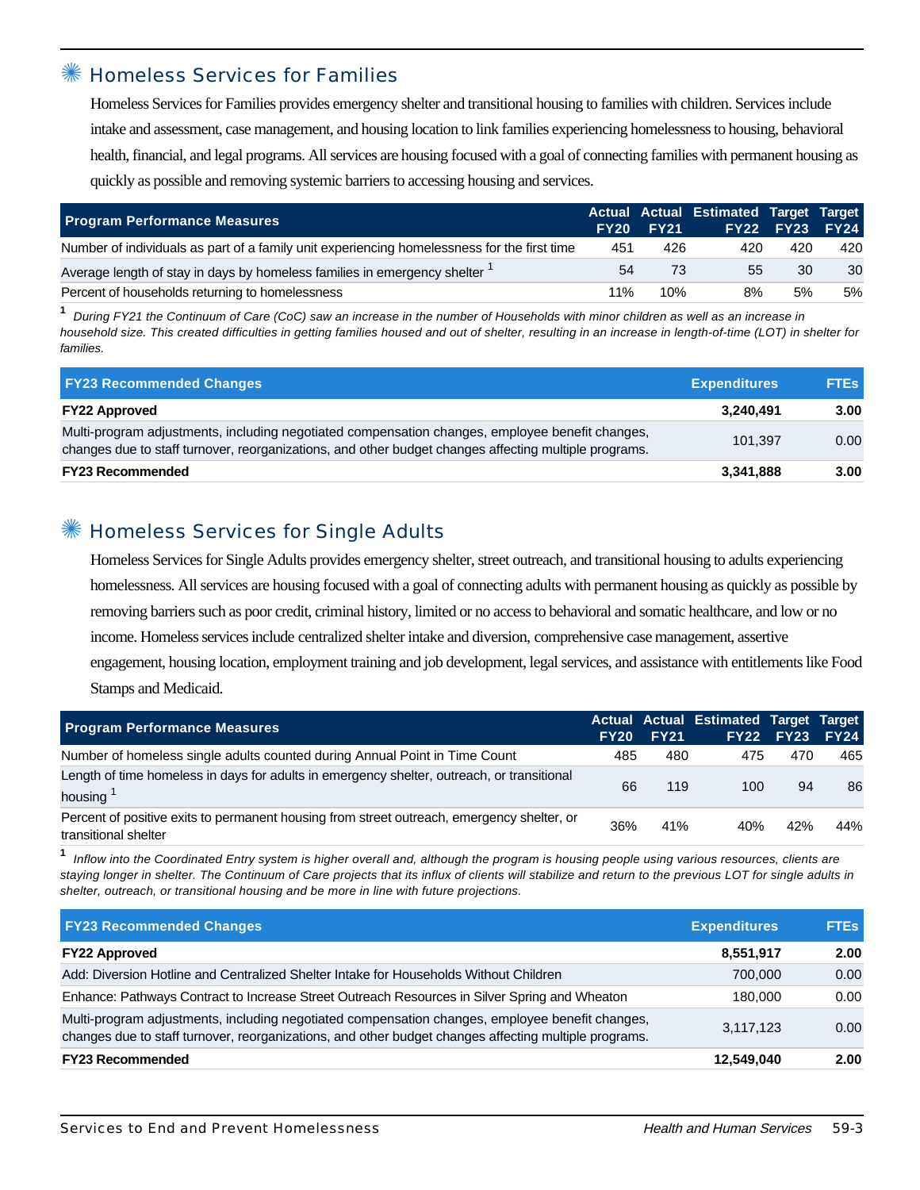## Homeless Services for Families

Homeless Services for Families provides emergency shelter and transitional housing to families with children. Services include intake and assessment, case management, and housing location to link families experiencing homelessness to housing, behavioral health, financial, and legal programs. All services are housing focused with a goal of connecting families with permanent housing as quickly as possible and removing systemic barriers to accessing housing and services.

| Program Performance Measures | Actual FY20 | Actual FY21 | Estimated FY22 | Target FY23 | Target FY24 |
|---|---|---|---|---|---|
| Number of individuals as part of a family unit experiencing homelessness for the first time | 451 | 426 | 420 | 420 | 420 |
| Average length of stay in days by homeless families in emergency shelter [1] | 54 | 73 | 55 | 30 | 30 |
| Percent of households returning to homelessness | 11% | 10% | 8% | 5% | 5% |

[1] *During FY21 the Continuum of Care (CoC) saw an increase in the number of Households with minor children as well as an increase in household size. This created difficulties in getting families housed and out of shelter, resulting in an increase in length-of-time (LOT) in shelter for families.*

| FY23 Recommended Changes | Expenditures | FTEs |
|---|---|---|
| **FY22 Approved** | **3,240,491** | **3.00** |
| Multi-program adjustments, including negotiated compensation changes, employee benefit changes, changes due to staff turnover, reorganizations, and other budget changes affecting multiple programs. | 101,397 | 0.00 |
| **FY23 Recommended** | **3,341,888** | **3.00** |

## Homeless Services for Single Adults

Homeless Services for Single Adults provides emergency shelter, street outreach, and transitional housing to adults experiencing homelessness. All services are housing focused with a goal of connecting adults with permanent housing as quickly as possible by removing barriers such as poor credit, criminal history, limited or no access to behavioral and somatic healthcare, and low or no income. Homeless services include centralized shelter intake and diversion, comprehensive case management, assertive engagement, housing location, employment training and job development, legal services, and assistance with entitlements like Food Stamps and Medicaid.

| Program Performance Measures | Actual FY20 | Actual FY21 | Estimated FY22 | Target FY23 | Target FY24 |
|---|---|---|---|---|---|
| Number of homeless single adults counted during Annual Point in Time Count | 485 | 480 | 475 | 470 | 465 |
| Length of time homeless in days for adults in emergency shelter, outreach, or transitional housing [1] | 66 | 119 | 100 | 94 | 86 |
| Percent of positive exits to permanent housing from street outreach, emergency shelter, or transitional shelter | 36% | 41% | 40% | 42% | 44% |

[1] *Inflow into the Coordinated Entry system is higher overall and, although the program is housing people using various resources, clients are staying longer in shelter. The Continuum of Care projects that its influx of clients will stabilize and return to the previous LOT for single adults in shelter, outreach, or transitional housing and be more in line with future projections.*

| FY23 Recommended Changes | Expenditures | FTEs |
|---|---|---|
| **FY22 Approved** | **8,551,917** | **2.00** |
| Add: Diversion Hotline and Centralized Shelter Intake for Households Without Children | 700,000 | 0.00 |
| Enhance: Pathways Contract to Increase Street Outreach Resources in Silver Spring and Wheaton | 180,000 | 0.00 |
| Multi-program adjustments, including negotiated compensation changes, employee benefit changes, changes due to staff turnover, reorganizations, and other budget changes affecting multiple programs. | 3,117,123 | 0.00 |
| **FY23 Recommended** | **12,549,040** | **2.00** |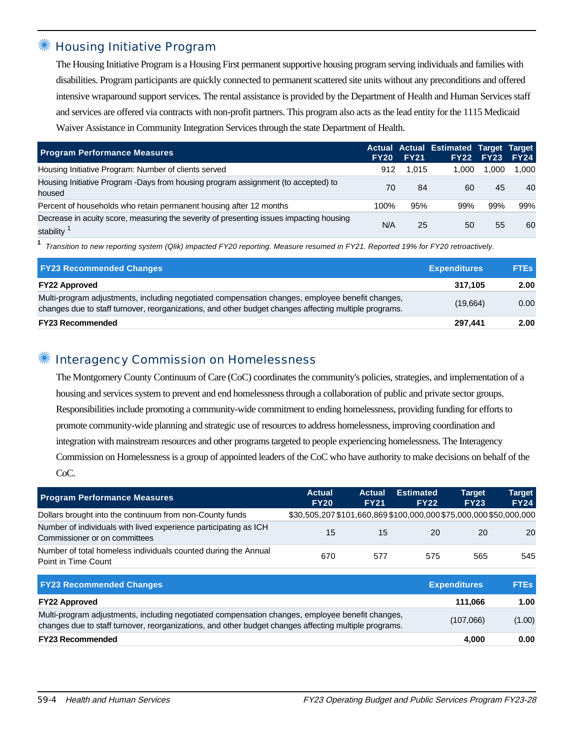## Housing Initiative Program

The Housing Initiative Program is a Housing First permanent supportive housing program serving individuals and families with disabilities. Program participants are quickly connected to permanent scattered site units without any preconditions and offered intensive wraparound support services. The rental assistance is provided by the Department of Health and Human Services staff and services are offered via contracts with non-profit partners. This program also acts as the lead entity for the 1115 Medicaid Waiver Assistance in Community Integration Services through the state Department of Health.

| Program Performance Measures | Actual FY20 | Actual FY21 | Estimated FY22 | Target FY23 | Target FY24 |
|---|---|---|---|---|---|
| Housing Initiative Program: Number of clients served | 912 | 1,015 | 1,000 | 1,000 | 1,000 |
| Housing Initiative Program -Days from housing program assignment (to accepted) to housed | 70 | 84 | 60 | 45 | 40 |
| Percent of households who retain permanent housing after 12 months | 100% | 95% | 99% | 99% | 99% |
| Decrease in acuity score, measuring the severity of presenting issues impacting housing stability [1] | N/A | 25 | 50 | 55 | 60 |

[1] *Transition to new reporting system (Qlik) impacted FY20 reporting. Measure resumed in FY21. Reported 19% for FY20 retroactively.*

| FY23 Recommended Changes | Expenditures | FTEs |
|---|---|---|
| **FY22 Approved** | **317,105** | **2.00** |
| Multi-program adjustments, including negotiated compensation changes, employee benefit changes, changes due to staff turnover, reorganizations, and other budget changes affecting multiple programs. | (19,664) | 0.00 |
| **FY23 Recommended** | **297,441** | **2.00** |

## Interagency Commission on Homelessness

The Montgomery County Continuum of Care (CoC) coordinates the community's policies, strategies, and implementation of a housing and services system to prevent and end homelessness through a collaboration of public and private sector groups. Responsibilities include promoting a community-wide commitment to ending homelessness, providing funding for efforts to promote community-wide planning and strategic use of resources to address homelessness, improving coordination and integration with mainstream resources and other programs targeted to people experiencing homelessness. The Interagency Commission on Homelessness is a group of appointed leaders of the CoC who have authority to make decisions on behalf of the CoC.

| Program Performance Measures | Actual FY20 | Actual FY21 | Estimated FY22 | Target FY23 | Target FY24 |
|---|---|---|---|---|---|
| Dollars brought into the continuum from non-County funds | $30,505,207 | $101,660,869 | $100,000,000 | $75,000,000 | $50,000,000 |
| Number of individuals with lived experience participating as ICH Commissioner or on committees | 15 | 15 | 20 | 20 | 20 |
| Number of total homeless individuals counted during the Annual Point in Time Count | 670 | 577 | 575 | 565 | 545 |

| FY23 Recommended Changes | Expenditures | FTEs |
|---|---|---|
| **FY22 Approved** | **111,066** | **1.00** |
| Multi-program adjustments, including negotiated compensation changes, employee benefit changes, changes due to staff turnover, reorganizations, and other budget changes affecting multiple programs. | (107,066) | (1.00) |
| **FY23 Recommended** | **4,000** | **0.00** |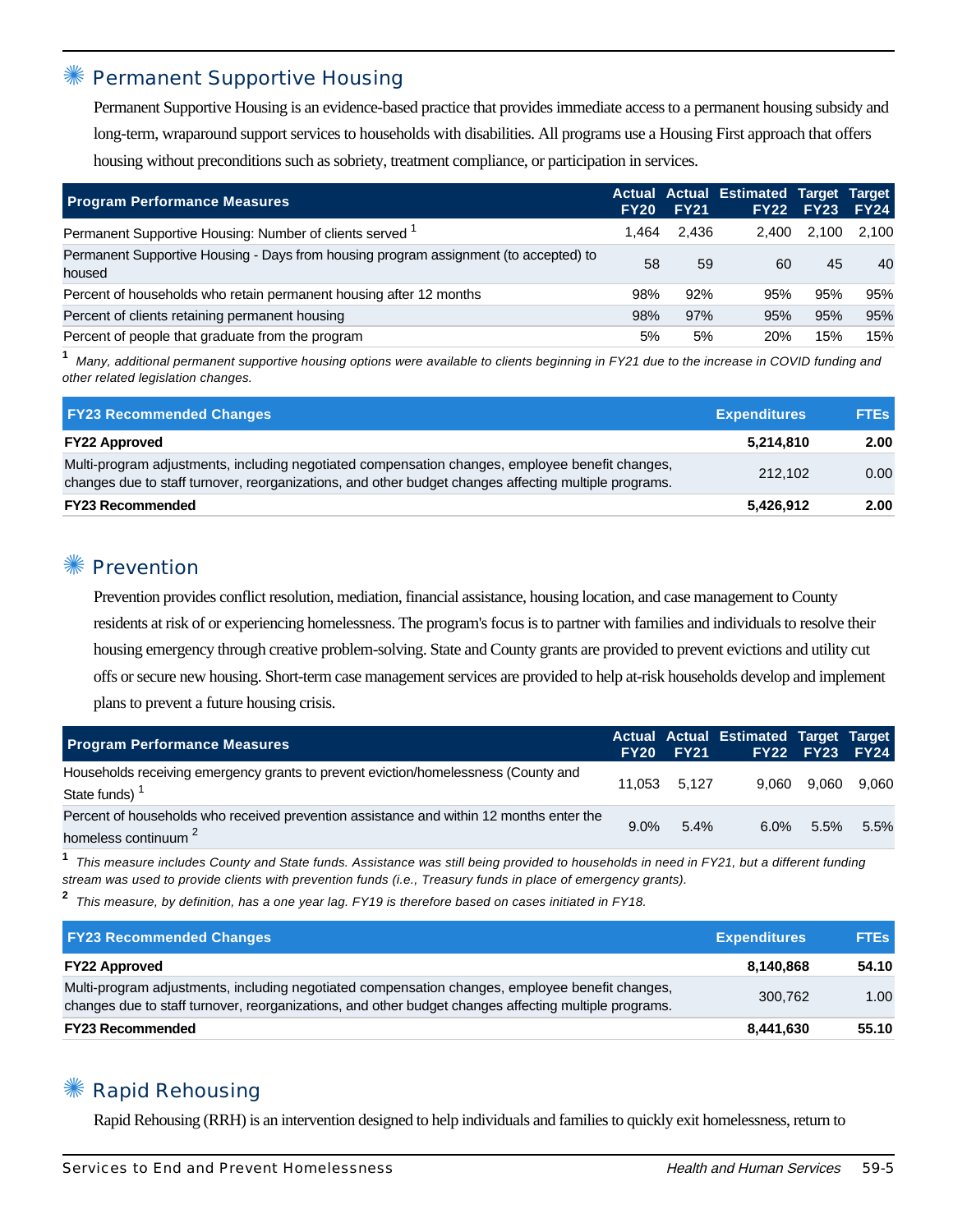## Permanent Supportive Housing

Permanent Supportive Housing is an evidence-based practice that provides immediate access to a permanent housing subsidy and long-term, wraparound support services to households with disabilities. All programs use a Housing First approach that offers housing without preconditions such as sobriety, treatment compliance, or participation in services.

| Program Performance Measures | Actual FY20 | Actual FY21 | Estimated FY22 | Target FY23 | Target FY24 |
|---|---|---|---|---|---|
| Permanent Supportive Housing: Number of clients served [1] | 1,464 | 2,436 | 2,400 | 2,100 | 2,100 |
| Permanent Supportive Housing - Days from housing program assignment (to accepted) to housed | 58 | 59 | 60 | 45 | 40 |
| Percent of households who retain permanent housing after 12 months | 98% | 92% | 95% | 95% | 95% |
| Percent of clients retaining permanent housing | 98% | 97% | 95% | 95% | 95% |
| Percent of people that graduate from the program | 5% | 5% | 20% | 15% | 15% |

[1] *Many, additional permanent supportive housing options were available to clients beginning in FY21 due to the increase in COVID funding and other related legislation changes.*

| FY23 Recommended Changes | Expenditures | FTEs |
|---|---|---|
| **FY22 Approved** | **5,214,810** | **2.00** |
| Multi-program adjustments, including negotiated compensation changes, employee benefit changes, changes due to staff turnover, reorganizations, and other budget changes affecting multiple programs. | 212,102 | 0.00 |
| **FY23 Recommended** | **5,426,912** | **2.00** |

## Prevention

Prevention provides conflict resolution, mediation, financial assistance, housing location, and case management to County residents at risk of or experiencing homelessness. The program's focus is to partner with families and individuals to resolve their housing emergency through creative problem-solving. State and County grants are provided to prevent evictions and utility cut offs or secure new housing. Short-term case management services are provided to help at-risk households develop and implement plans to prevent a future housing crisis.

| Program Performance Measures | Actual FY20 | Actual FY21 | Estimated FY22 | Target FY23 | Target FY24 |
|---|---|---|---|---|---|
| Households receiving emergency grants to prevent eviction/homelessness (County and State funds) [1] | 11,053 | 5,127 | 9,060 | 9,060 | 9,060 |
| Percent of households who received prevention assistance and within 12 months enter the homeless continuum [2] | 9.0% | 5.4% | 6.0% | 5.5% | 5.5% |

[1] *This measure includes County and State funds. Assistance was still being provided to households in need in FY21, but a different funding stream was used to provide clients with prevention funds (i.e., Treasury funds in place of emergency grants).*

[2] *This measure, by definition, has a one year lag. FY19 is therefore based on cases initiated in FY18.*

| FY23 Recommended Changes | Expenditures | FTEs |
|---|---|---|
| **FY22 Approved** | **8,140,868** | **54.10** |
| Multi-program adjustments, including negotiated compensation changes, employee benefit changes, changes due to staff turnover, reorganizations, and other budget changes affecting multiple programs. | 300,762 | 1.00 |
| **FY23 Recommended** | **8,441,630** | **55.10** |

## Rapid Rehousing

Rapid Rehousing (RRH) is an intervention designed to help individuals and families to quickly exit homelessness, return to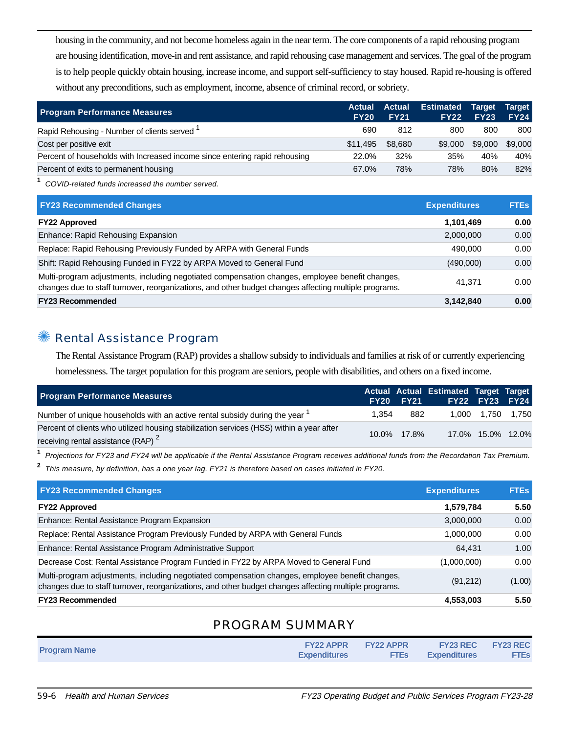housing in the community, and not become homeless again in the near term. The core components of a rapid rehousing program are housing identification, move-in and rent assistance, and rapid rehousing case management and services. The goal of the program is to help people quickly obtain housing, increase income, and support self-sufficiency to stay housed. Rapid re-housing is offered without any preconditions, such as employment, income, absence of criminal record, or sobriety.

| Program Performance Measures | Actual FY20 | Actual FY21 | Estimated FY22 | Target FY23 | Target FY24 |
|---|---|---|---|---|---|
| Rapid Rehousing - Number of clients served [1] | 690 | 812 | 800 | 800 | 800 |
| Cost per positive exit | $11,495 | $8,680 | $9,000 | $9,000 | $9,000 |
| Percent of households with Increased income since entering rapid rehousing | 22.0% | 32% | 35% | 40% | 40% |
| Percent of exits to permanent housing | 67.0% | 78% | 78% | 80% | 82% |

[1] *COVID-related funds increased the number served.*

| FY23 Recommended Changes | Expenditures | FTEs |
|---|---|---|
| **FY22 Approved** | **1,101,469** | **0.00** |
| Enhance: Rapid Rehousing Expansion | 2,000,000 | 0.00 |
| Replace: Rapid Rehousing Previously Funded by ARPA with General Funds | 490,000 | 0.00 |
| Shift: Rapid Rehousing Funded in FY22 by ARPA Moved to General Fund | (490,000) | 0.00 |
| Multi-program adjustments, including negotiated compensation changes, employee benefit changes, changes due to staff turnover, reorganizations, and other budget changes affecting multiple programs. | 41,371 | 0.00 |
| **FY23 Recommended** | **3,142,840** | **0.00** |

## Rental Assistance Program

The Rental Assistance Program (RAP) provides a shallow subsidy to individuals and families at risk of or currently experiencing homelessness. The target population for this program are seniors, people with disabilities, and others on a fixed income.

| Program Performance Measures | Actual FY20 | Actual FY21 | Estimated FY22 | Target FY23 | Target FY24 |
|---|---|---|---|---|---|
| Number of unique households with an active rental subsidy during the year [1] | 1,354 | 882 | 1,000 | 1,750 | 1,750 |
| Percent of clients who utilized housing stabilization services (HSS) within a year after receiving rental assistance (RAP) [2] | 10.0% | 17.8% | 17.0% | 15.0% | 12.0% |

[1] *Projections for FY23 and FY24 will be applicable if the Rental Assistance Program receives additional funds from the Recordation Tax Premium.*

[2] *This measure, by definition, has a one year lag. FY21 is therefore based on cases initiated in FY20.*

| FY23 Recommended Changes | Expenditures | FTEs |
|---|---|---|
| **FY22 Approved** | **1,579,784** | **5.50** |
| Enhance: Rental Assistance Program Expansion | 3,000,000 | 0.00 |
| Replace: Rental Assistance Program Previously Funded by ARPA with General Funds | 1,000,000 | 0.00 |
| Enhance: Rental Assistance Program Administrative Support | 64,431 | 1.00 |
| Decrease Cost: Rental Assistance Program Funded in FY22 by ARPA Moved to General Fund | (1,000,000) | 0.00 |
| Multi-program adjustments, including negotiated compensation changes, employee benefit changes, changes due to staff turnover, reorganizations, and other budget changes affecting multiple programs. | (91,212) | (1.00) |
| **FY23 Recommended** | **4,553,003** | **5.50** |

# PROGRAM SUMMARY

| Program Name | FY22 APPR Expenditures | FY22 APPR FTEs | FY23 REC Expenditures | FY23 REC FTEs |
|---|---|---|---|---|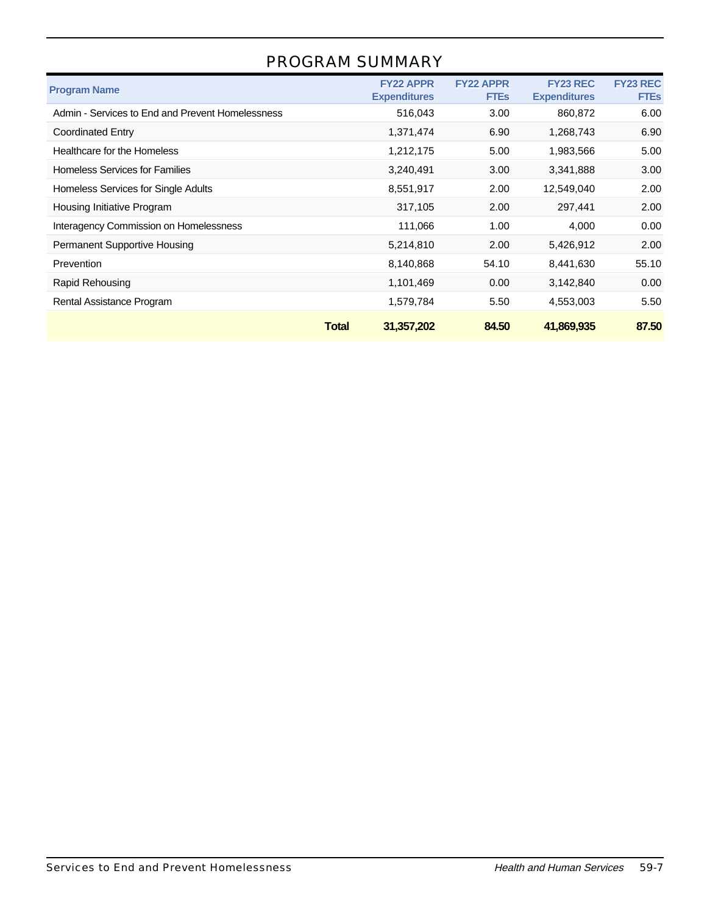## PROGRAM SUMMARY

| Program Name | FY22 APPR Expenditures | FY22 APPR FTEs | FY23 REC Expenditures | FY23 REC FTEs |
|---|---|---|---|---|
| Admin - Services to End and Prevent Homelessness | 516,043 | 3.00 | 860,872 | 6.00 |
| Coordinated Entry | 1,371,474 | 6.90 | 1,268,743 | 6.90 |
| Healthcare for the Homeless | 1,212,175 | 5.00 | 1,983,566 | 5.00 |
| Homeless Services for Families | 3,240,491 | 3.00 | 3,341,888 | 3.00 |
| Homeless Services for Single Adults | 8,551,917 | 2.00 | 12,549,040 | 2.00 |
| Housing Initiative Program | 317,105 | 2.00 | 297,441 | 2.00 |
| Interagency Commission on Homelessness | 111,066 | 1.00 | 4,000 | 0.00 |
| Permanent Supportive Housing | 5,214,810 | 2.00 | 5,426,912 | 2.00 |
| Prevention | 8,140,868 | 54.10 | 8,441,630 | 55.10 |
| Rapid Rehousing | 1,101,469 | 0.00 | 3,142,840 | 0.00 |
| Rental Assistance Program | 1,579,784 | 5.50 | 4,553,003 | 5.50 |
| **Total** | **31,357,202** | **84.50** | **41,869,935** | **87.50** |